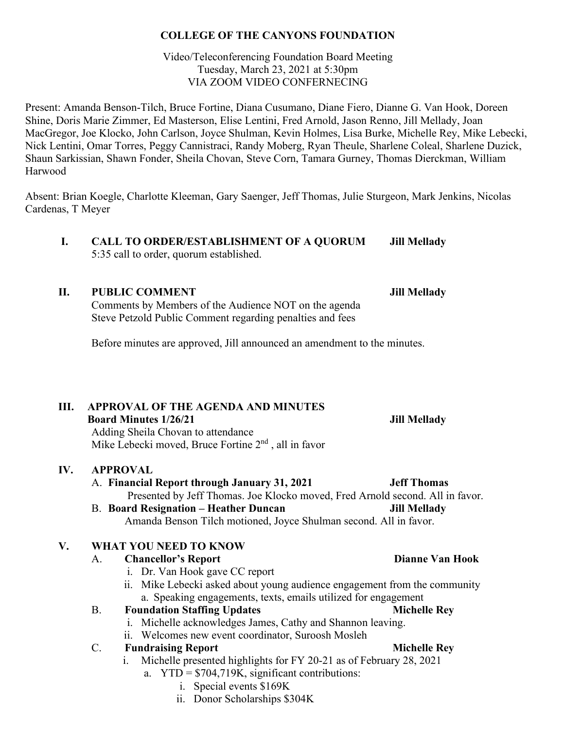**COLLEGE OF THE CANYONS FOUNDATION**

Video/Teleconferencing Foundation Board Meeting
Tuesday, March 23, 2021 at 5:30pm
VIA ZOOM VIDEO CONFERNECING

Present: Amanda Benson-Tilch, Bruce Fortine, Diana Cusumano, Diane Fiero, Dianne G. Van Hook, Doreen Shine, Doris Marie Zimmer, Ed Masterson, Elise Lentini, Fred Arnold, Jason Renno, Jill Mellady, Joan MacGregor, Joe Klocko, John Carlson, Joyce Shulman, Kevin Holmes, Lisa Burke, Michelle Rey, Mike Lebecki, Nick Lentini, Omar Torres, Peggy Cannistraci, Randy Moberg, Ryan Theule, Sharlene Coleal, Sharlene Duzick, Shaun Sarkissian, Shawn Fonder, Sheila Chovan, Steve Corn, Tamara Gurney, Thomas Dierckman, William Harwood

Absent: Brian Koegle, Charlotte Kleeman, Gary Saenger, Jeff Thomas, Julie Sturgeon, Mark Jenkins, Nicolas Cardenas, T Meyer

**I. CALL TO ORDER/ESTABLISHMENT OF A QUORUM — Jill Mellady**

5:35 call to order, quorum established.

**II. PUBLIC COMMENT — Jill Mellady**

Comments by Members of the Audience NOT on the agenda
Steve Petzold Public Comment regarding penalties and fees

Before minutes are approved, Jill announced an amendment to the minutes.

**III. APPROVAL OF THE AGENDA AND MINUTES**
**Board Minutes 1/26/21 — Jill Mellady**

Adding Sheila Chovan to attendance
Mike Lebecki moved, Bruce Fortine 2nd , all in favor

**IV. APPROVAL**

A. **Financial Report through January 31, 2021 — Jeff Thomas**
   Presented by Jeff Thomas. Joe Klocko moved, Fred Arnold second. All in favor.

B. **Board Resignation – Heather Duncan — Jill Mellady**
   Amanda Benson Tilch motioned, Joyce Shulman second. All in favor.

**V. WHAT YOU NEED TO KNOW**

A. **Chancellor's Report — Dianne Van Hook**
   - i. Dr. Van Hook gave CC report
   - ii. Mike Lebecki asked about young audience engagement from the community
     - a. Speaking engagements, texts, emails utilized for engagement

B. **Foundation Staffing Updates — Michelle Rey**
   - i. Michelle acknowledges James, Cathy and Shannon leaving.
   - ii. Welcomes new event coordinator, Suroosh Mosleh

C. **Fundraising Report — Michelle Rey**
   - i. Michelle presented highlights for FY 20-21 as of February 28, 2021
     - a. YTD = $704,719K, significant contributions:
       - i. Special events $169K
       - ii. Donor Scholarships $304K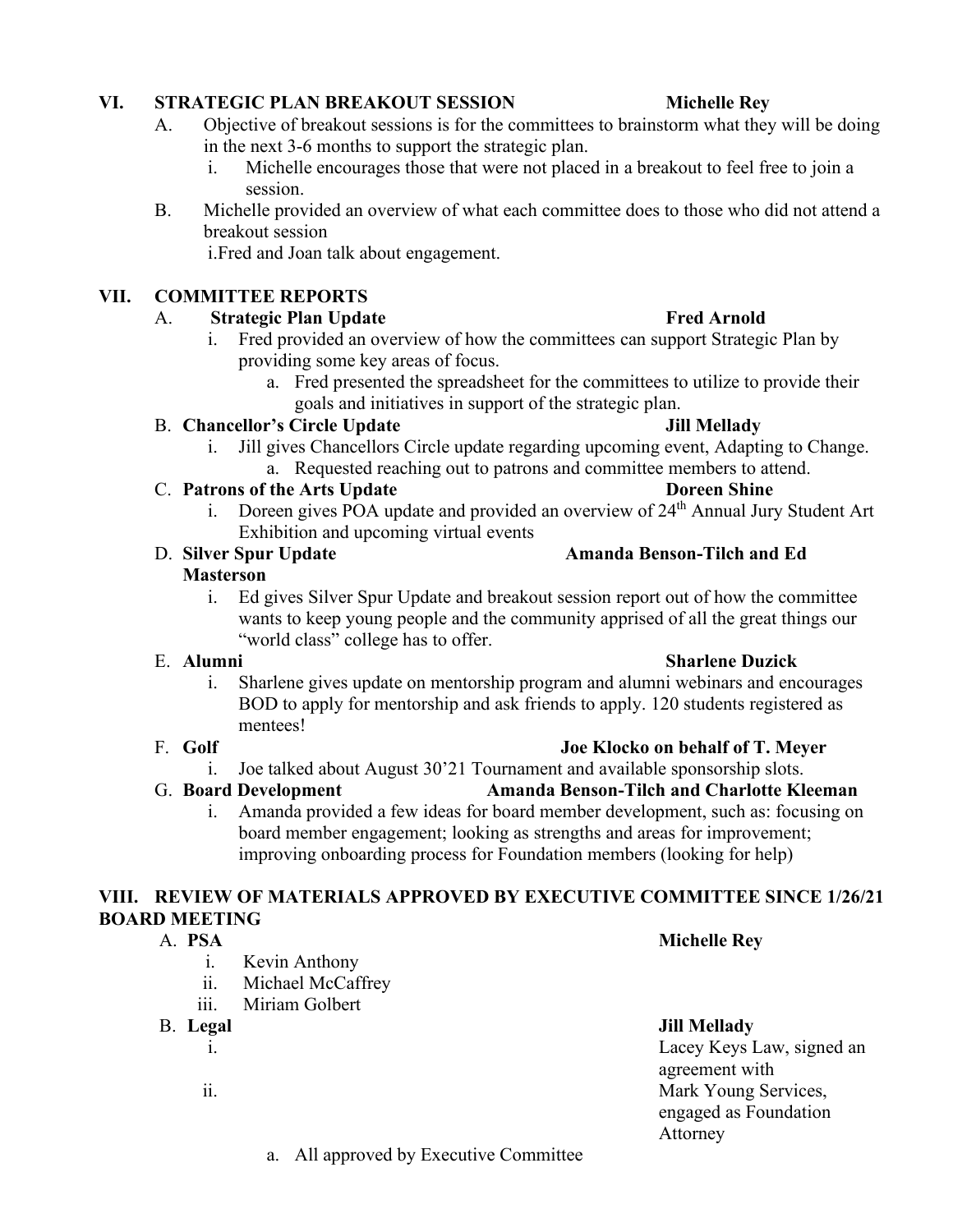## VI. STRATEGIC PLAN BREAKOUT SESSION — Michelle Rey

A. Objective of breakout sessions is for the committees to brainstorm what they will be doing in the next 3-6 months to support the strategic plan.
   - i. Michelle encourages those that were not placed in a breakout to feel free to join a session.

B. Michelle provided an overview of what each committee does to those who did not attend a breakout session
   - i.Fred and Joan talk about engagement.

## VII. COMMITTEE REPORTS

A. **Strategic Plan Update** — **Fred Arnold**
   - i. Fred provided an overview of how the committees can support Strategic Plan by providing some key areas of focus.
     - a. Fred presented the spreadsheet for the committees to utilize to provide their goals and initiatives in support of the strategic plan.

B. **Chancellor's Circle Update** — **Jill Mellady**
   - i. Jill gives Chancellors Circle update regarding upcoming event, Adapting to Change.
     - a. Requested reaching out to patrons and committee members to attend.

C. **Patrons of the Arts Update** — **Doreen Shine**
   - i. Doreen gives POA update and provided an overview of 24th Annual Jury Student Art Exhibition and upcoming virtual events

D. **Silver Spur Update** — **Amanda Benson-Tilch and Ed Masterson**
   - i. Ed gives Silver Spur Update and breakout session report out of how the committee wants to keep young people and the community apprised of all the great things our "world class" college has to offer.

E. **Alumni** — **Sharlene Duzick**
   - i. Sharlene gives update on mentorship program and alumni webinars and encourages BOD to apply for mentorship and ask friends to apply. 120 students registered as mentees!

F. **Golf** — **Joe Klocko on behalf of T. Meyer**
   - i. Joe talked about August 30'21 Tournament and available sponsorship slots.

G. **Board Development** — **Amanda Benson-Tilch and Charlotte Kleeman**
   - i. Amanda provided a few ideas for board member development, such as: focusing on board member engagement; looking as strengths and areas for improvement; improving onboarding process for Foundation members (looking for help)

## VIII. REVIEW OF MATERIALS APPROVED BY EXECUTIVE COMMITTEE SINCE 1/26/21 BOARD MEETING

A. **PSA** — **Michelle Rey**
   - i. Kevin Anthony
   - ii. Michael McCaffrey
   - iii. Miriam Golbert

B. **Legal** — **Jill Mellady**
   - i. Lacey Keys Law, signed an agreement with
   - ii. Mark Young Services, engaged as Foundation Attorney
     - a. All approved by Executive Committee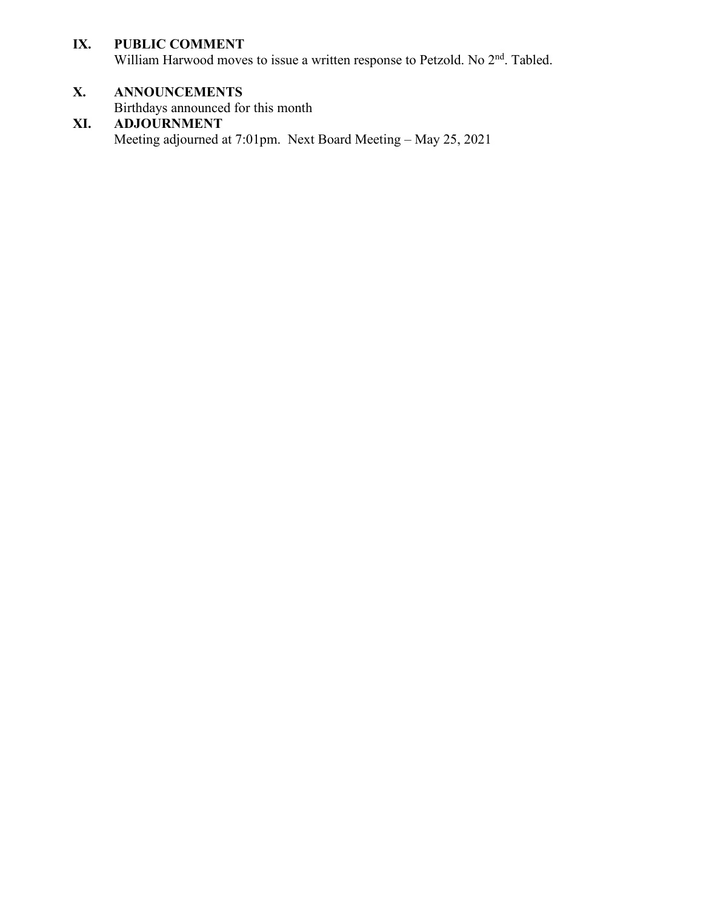## IX. PUBLIC COMMENT

William Harwood moves to issue a written response to Petzold. No 2nd. Tabled.

## X. ANNOUNCEMENTS

Birthdays announced for this month

## XI. ADJOURNMENT

Meeting adjourned at 7:01pm. Next Board Meeting – May 25, 2021